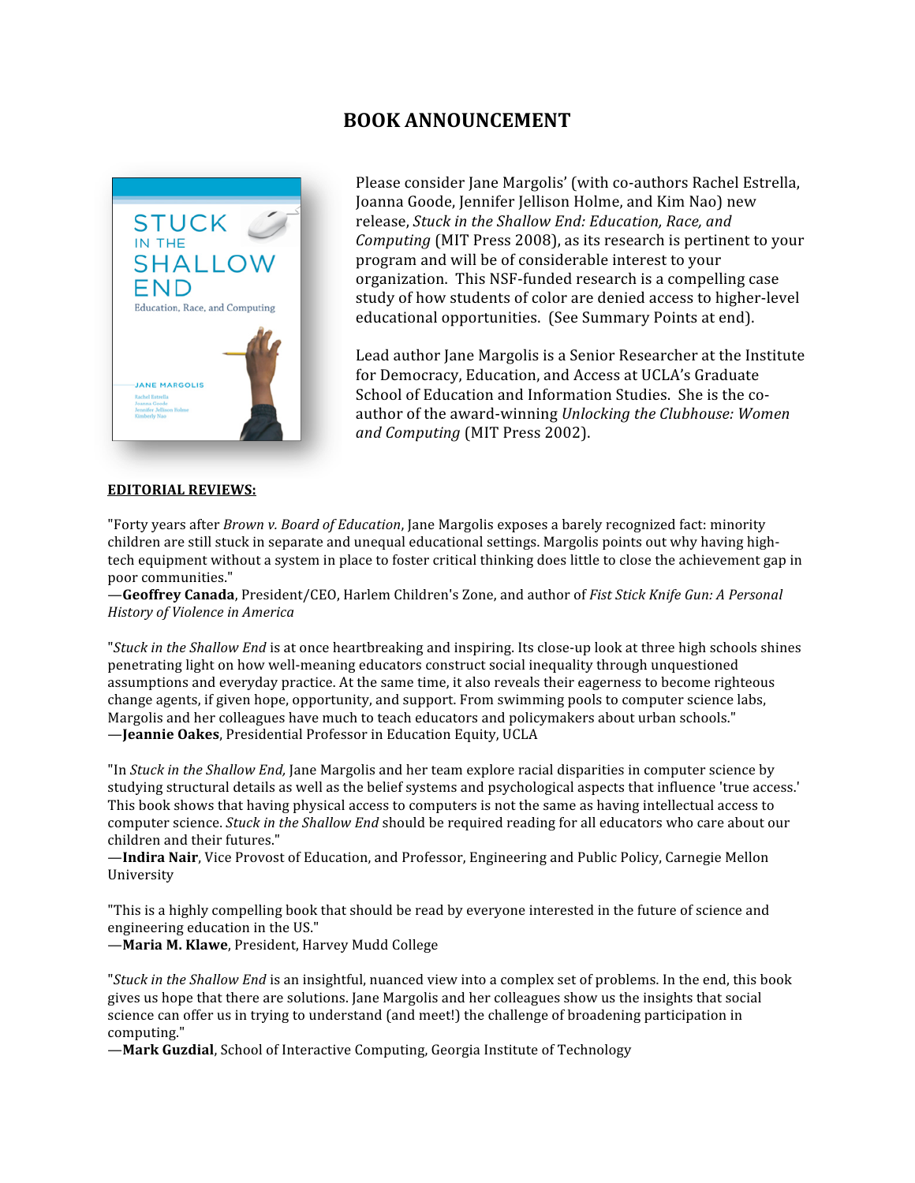# BOOK ANNOUNCEMENT

Please consider Jane Margolis' (with co-authors Rachel Estrella, Joanna Goode, Jennifer Jellison Holme, and Kim Nao) new release, *Stuck in the Shallow End: Education, Race, and Computing* (MIT Press 2008), as its research is pertinent to your program and will be of considerable interest to your organization. This NSF-funded research is a compelling case study of how students of color are denied access to higher-level educational opportunities. (See Summary Points at end).

Lead author Jane Margolis is a Senior Researcher at the Institute for Democracy, Education, and Access at UCLA's Graduate School of Education and Information Studies. She is the co-author of the award-winning *Unlocking the Clubhouse: Women and Computing* (MIT Press 2002).

**EDITORIAL REVIEWS:**

"Forty years after *Brown v. Board of Education*, Jane Margolis exposes a barely recognized fact: minority children are still stuck in separate and unequal educational settings. Margolis points out why having high-tech equipment without a system in place to foster critical thinking does little to close the achievement gap in poor communities."
—**Geoffrey Canada**, President/CEO, Harlem Children's Zone, and author of *Fist Stick Knife Gun: A Personal History of Violence in America*

"*Stuck in the Shallow End* is at once heartbreaking and inspiring. Its close-up look at three high schools shines penetrating light on how well-meaning educators construct social inequality through unquestioned assumptions and everyday practice. At the same time, it also reveals their eagerness to become righteous change agents, if given hope, opportunity, and support. From swimming pools to computer science labs, Margolis and her colleagues have much to teach educators and policymakers about urban schools."
—**Jeannie Oakes**, Presidential Professor in Education Equity, UCLA

"In *Stuck in the Shallow End,* Jane Margolis and her team explore racial disparities in computer science by studying structural details as well as the belief systems and psychological aspects that influence 'true access.' This book shows that having physical access to computers is not the same as having intellectual access to computer science. *Stuck in the Shallow End* should be required reading for all educators who care about our children and their futures."
—**Indira Nair**, Vice Provost of Education, and Professor, Engineering and Public Policy, Carnegie Mellon University

"This is a highly compelling book that should be read by everyone interested in the future of science and engineering education in the US."
—**Maria M. Klawe**, President, Harvey Mudd College

"*Stuck in the Shallow End* is an insightful, nuanced view into a complex set of problems. In the end, this book gives us hope that there are solutions. Jane Margolis and her colleagues show us the insights that social science can offer us in trying to understand (and meet!) the challenge of broadening participation in computing."
—**Mark Guzdial**, School of Interactive Computing, Georgia Institute of Technology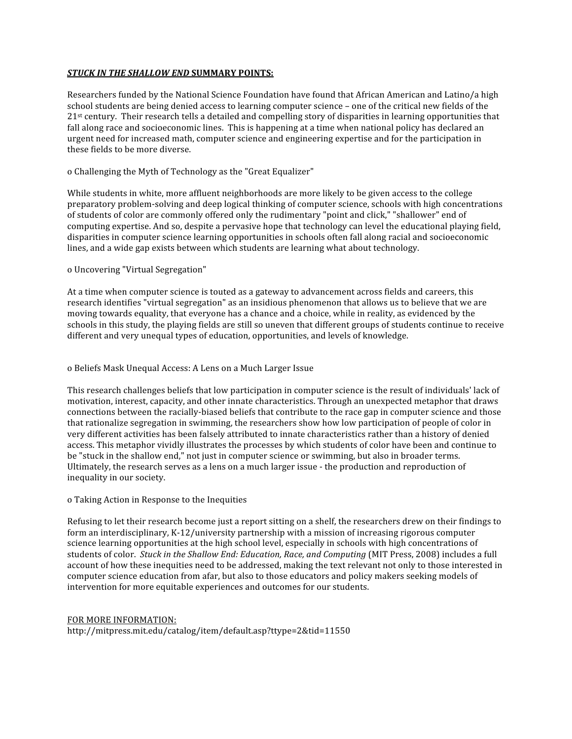***STUCK IN THE SHALLOW END* SUMMARY POINTS:**

Researchers funded by the National Science Foundation have found that African American and Latino/a high school students are being denied access to learning computer science – one of the critical new fields of the 21st century. Their research tells a detailed and compelling story of disparities in learning opportunities that fall along race and socioeconomic lines. This is happening at a time when national policy has declared an urgent need for increased math, computer science and engineering expertise and for the participation in these fields to be more diverse.

o Challenging the Myth of Technology as the "Great Equalizer"

While students in white, more affluent neighborhoods are more likely to be given access to the college preparatory problem-solving and deep logical thinking of computer science, schools with high concentrations of students of color are commonly offered only the rudimentary "point and click," "shallower" end of computing expertise. And so, despite a pervasive hope that technology can level the educational playing field, disparities in computer science learning opportunities in schools often fall along racial and socioeconomic lines, and a wide gap exists between which students are learning what about technology.

o Uncovering "Virtual Segregation"

At a time when computer science is touted as a gateway to advancement across fields and careers, this research identifies "virtual segregation" as an insidious phenomenon that allows us to believe that we are moving towards equality, that everyone has a chance and a choice, while in reality, as evidenced by the schools in this study, the playing fields are still so uneven that different groups of students continue to receive different and very unequal types of education, opportunities, and levels of knowledge.

o Beliefs Mask Unequal Access: A Lens on a Much Larger Issue

This research challenges beliefs that low participation in computer science is the result of individuals' lack of motivation, interest, capacity, and other innate characteristics. Through an unexpected metaphor that draws connections between the racially-biased beliefs that contribute to the race gap in computer science and those that rationalize segregation in swimming, the researchers show how low participation of people of color in very different activities has been falsely attributed to innate characteristics rather than a history of denied access. This metaphor vividly illustrates the processes by which students of color have been and continue to be "stuck in the shallow end," not just in computer science or swimming, but also in broader terms. Ultimately, the research serves as a lens on a much larger issue - the production and reproduction of inequality in our society.

o Taking Action in Response to the Inequities

Refusing to let their research become just a report sitting on a shelf, the researchers drew on their findings to form an interdisciplinary, K-12/university partnership with a mission of increasing rigorous computer science learning opportunities at the high school level, especially in schools with high concentrations of students of color. *Stuck in the Shallow End: Education, Race, and Computing* (MIT Press, 2008) includes a full account of how these inequities need to be addressed, making the text relevant not only to those interested in computer science education from afar, but also to those educators and policy makers seeking models of intervention for more equitable experiences and outcomes for our students.

FOR MORE INFORMATION:
http://mitpress.mit.edu/catalog/item/default.asp?ttype=2&tid=11550